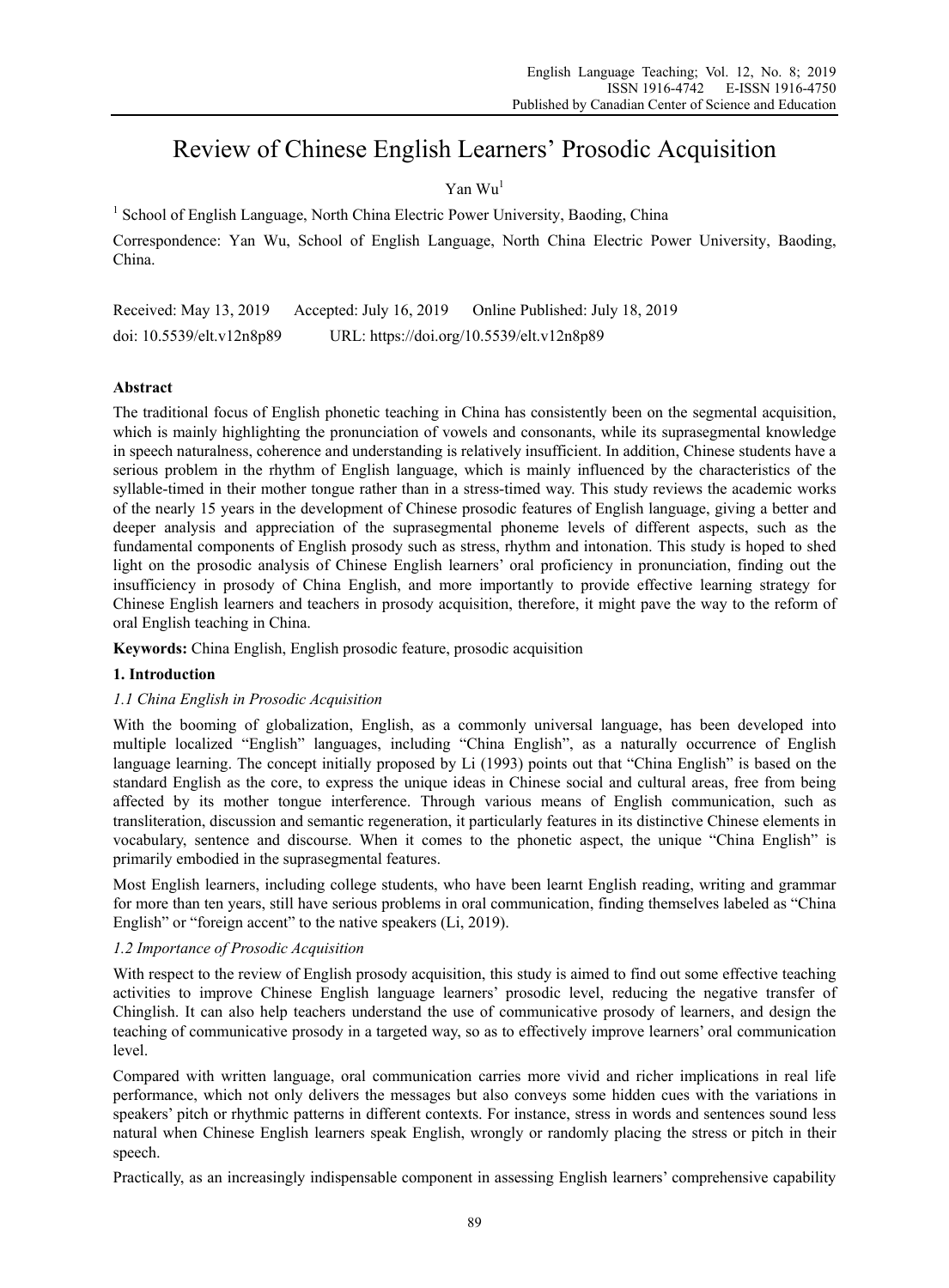# Review of Chinese English Learners' Prosodic Acquisition

Yan Wu[1]

[1] School of English Language, North China Electric Power University, Baoding, China

Correspondence: Yan Wu, School of English Language, North China Electric Power University, Baoding, China.

Received: May 13, 2019 Accepted: July 16, 2019 Online Published: July 18, 2019

doi: 10.5539/elt.v12n8p89 URL: https://doi.org/10.5539/elt.v12n8p89

## Abstract

The traditional focus of English phonetic teaching in China has consistently been on the segmental acquisition, which is mainly highlighting the pronunciation of vowels and consonants, while its suprasegmental knowledge in speech naturalness, coherence and understanding is relatively insufficient. In addition, Chinese students have a serious problem in the rhythm of English language, which is mainly influenced by the characteristics of the syllable-timed in their mother tongue rather than in a stress-timed way. This study reviews the academic works of the nearly 15 years in the development of Chinese prosodic features of English language, giving a better and deeper analysis and appreciation of the suprasegmental phoneme levels of different aspects, such as the fundamental components of English prosody such as stress, rhythm and intonation. This study is hoped to shed light on the prosodic analysis of Chinese English learners' oral proficiency in pronunciation, finding out the insufficiency in prosody of China English, and more importantly to provide effective learning strategy for Chinese English learners and teachers in prosody acquisition, therefore, it might pave the way to the reform of oral English teaching in China.

**Keywords:** China English, English prosodic feature, prosodic acquisition

## 1. Introduction

### *1.1 China English in Prosodic Acquisition*

With the booming of globalization, English, as a commonly universal language, has been developed into multiple localized "English" languages, including "China English", as a naturally occurrence of English language learning. The concept initially proposed by Li (1993) points out that "China English" is based on the standard English as the core, to express the unique ideas in Chinese social and cultural areas, free from being affected by its mother tongue interference. Through various means of English communication, such as transliteration, discussion and semantic regeneration, it particularly features in its distinctive Chinese elements in vocabulary, sentence and discourse. When it comes to the phonetic aspect, the unique "China English" is primarily embodied in the suprasegmental features.

Most English learners, including college students, who have been learnt English reading, writing and grammar for more than ten years, still have serious problems in oral communication, finding themselves labeled as "China English" or "foreign accent" to the native speakers (Li, 2019).

### *1.2 Importance of Prosodic Acquisition*

With respect to the review of English prosody acquisition, this study is aimed to find out some effective teaching activities to improve Chinese English language learners' prosodic level, reducing the negative transfer of Chinglish. It can also help teachers understand the use of communicative prosody of learners, and design the teaching of communicative prosody in a targeted way, so as to effectively improve learners' oral communication level.

Compared with written language, oral communication carries more vivid and richer implications in real life performance, which not only delivers the messages but also conveys some hidden cues with the variations in speakers' pitch or rhythmic patterns in different contexts. For instance, stress in words and sentences sound less natural when Chinese English learners speak English, wrongly or randomly placing the stress or pitch in their speech.

Practically, as an increasingly indispensable component in assessing English learners' comprehensive capability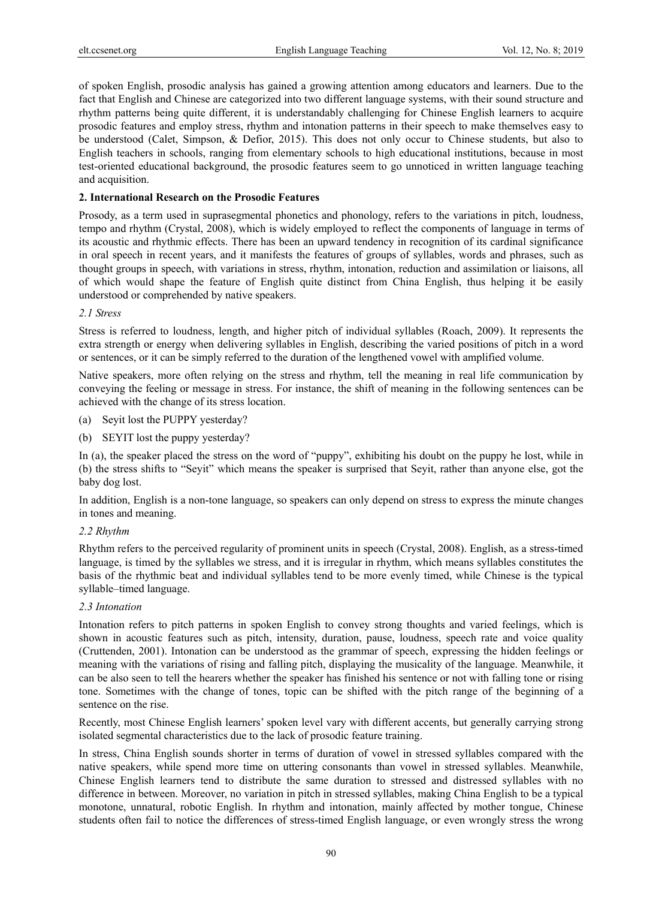of spoken English, prosodic analysis has gained a growing attention among educators and learners. Due to the fact that English and Chinese are categorized into two different language systems, with their sound structure and rhythm patterns being quite different, it is understandably challenging for Chinese English learners to acquire prosodic features and employ stress, rhythm and intonation patterns in their speech to make themselves easy to be understood (Calet, Simpson, & Defior, 2015). This does not only occur to Chinese students, but also to English teachers in schools, ranging from elementary schools to high educational institutions, because in most test-oriented educational background, the prosodic features seem to go unnoticed in written language teaching and acquisition.

## 2. International Research on the Prosodic Features

Prosody, as a term used in suprasegmental phonetics and phonology, refers to the variations in pitch, loudness, tempo and rhythm (Crystal, 2008), which is widely employed to reflect the components of language in terms of its acoustic and rhythmic effects. There has been an upward tendency in recognition of its cardinal significance in oral speech in recent years, and it manifests the features of groups of syllables, words and phrases, such as thought groups in speech, with variations in stress, rhythm, intonation, reduction and assimilation or liaisons, all of which would shape the feature of English quite distinct from China English, thus helping it be easily understood or comprehended by native speakers.

### *2.1 Stress*

Stress is referred to loudness, length, and higher pitch of individual syllables (Roach, 2009). It represents the extra strength or energy when delivering syllables in English, describing the varied positions of pitch in a word or sentences, or it can be simply referred to the duration of the lengthened vowel with amplified volume.

Native speakers, more often relying on the stress and rhythm, tell the meaning in real life communication by conveying the feeling or message in stress. For instance, the shift of meaning in the following sentences can be achieved with the change of its stress location.

(a) Seyit lost the PUPPY yesterday?

(b) SEYIT lost the puppy yesterday?

In (a), the speaker placed the stress on the word of "puppy", exhibiting his doubt on the puppy he lost, while in (b) the stress shifts to "Seyit" which means the speaker is surprised that Seyit, rather than anyone else, got the baby dog lost.

In addition, English is a non-tone language, so speakers can only depend on stress to express the minute changes in tones and meaning.

### *2.2 Rhythm*

Rhythm refers to the perceived regularity of prominent units in speech (Crystal, 2008). English, as a stress-timed language, is timed by the syllables we stress, and it is irregular in rhythm, which means syllables constitutes the basis of the rhythmic beat and individual syllables tend to be more evenly timed, while Chinese is the typical syllable–timed language.

### *2.3 Intonation*

Intonation refers to pitch patterns in spoken English to convey strong thoughts and varied feelings, which is shown in acoustic features such as pitch, intensity, duration, pause, loudness, speech rate and voice quality (Cruttenden, 2001). Intonation can be understood as the grammar of speech, expressing the hidden feelings or meaning with the variations of rising and falling pitch, displaying the musicality of the language. Meanwhile, it can be also seen to tell the hearers whether the speaker has finished his sentence or not with falling tone or rising tone. Sometimes with the change of tones, topic can be shifted with the pitch range of the beginning of a sentence on the rise.

Recently, most Chinese English learners' spoken level vary with different accents, but generally carrying strong isolated segmental characteristics due to the lack of prosodic feature training.

In stress, China English sounds shorter in terms of duration of vowel in stressed syllables compared with the native speakers, while spend more time on uttering consonants than vowel in stressed syllables. Meanwhile, Chinese English learners tend to distribute the same duration to stressed and distressed syllables with no difference in between. Moreover, no variation in pitch in stressed syllables, making China English to be a typical monotone, unnatural, robotic English. In rhythm and intonation, mainly affected by mother tongue, Chinese students often fail to notice the differences of stress-timed English language, or even wrongly stress the wrong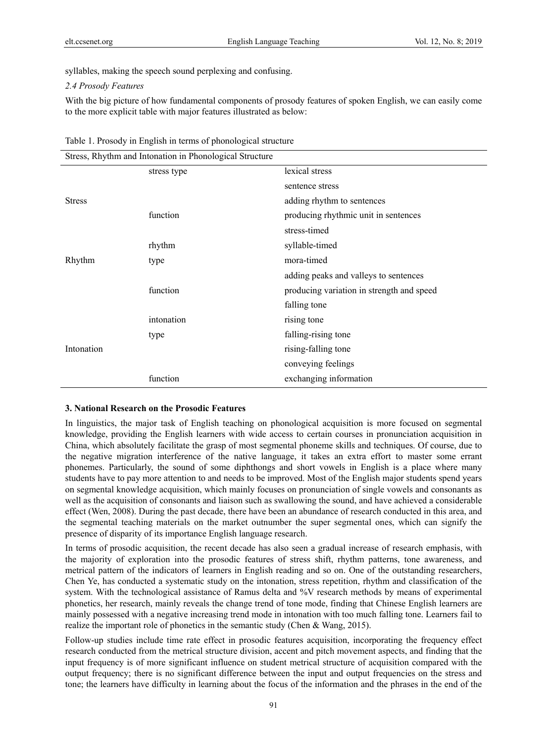syllables, making the speech sound perplexing and confusing.

### *2.4 Prosody Features*

With the big picture of how fundamental components of prosody features of spoken English, we can easily come to the more explicit table with major features illustrated as below:

Table 1. Prosody in English in terms of phonological structure

| Stress, Rhythm and Intonation in Phonological Structure | | |
|---|---|---|
| | stress type | lexical stress |
| | | sentence stress |
| Stress | | adding rhythm to sentences |
| | function | producing rhythmic unit in sentences |
| | | stress-timed |
| | rhythm | syllable-timed |
| Rhythm | type | mora-timed |
| | | adding peaks and valleys to sentences |
| | function | producing variation in strength and speed |
| | | falling tone |
| | intonation | rising tone |
| | type | falling-rising tone |
| Intonation | | rising-falling tone |
| | | conveying feelings |
| | function | exchanging information |

## 3. National Research on the Prosodic Features

In linguistics, the major task of English teaching on phonological acquisition is more focused on segmental knowledge, providing the English learners with wide access to certain courses in pronunciation acquisition in China, which absolutely facilitate the grasp of most segmental phoneme skills and techniques. Of course, due to the negative migration interference of the native language, it takes an extra effort to master some errant phonemes. Particularly, the sound of some diphthongs and short vowels in English is a place where many students have to pay more attention to and needs to be improved. Most of the English major students spend years on segmental knowledge acquisition, which mainly focuses on pronunciation of single vowels and consonants as well as the acquisition of consonants and liaison such as swallowing the sound, and have achieved a considerable effect (Wen, 2008). During the past decade, there have been an abundance of research conducted in this area, and the segmental teaching materials on the market outnumber the super segmental ones, which can signify the presence of disparity of its importance English language research.

In terms of prosodic acquisition, the recent decade has also seen a gradual increase of research emphasis, with the majority of exploration into the prosodic features of stress shift, rhythm patterns, tone awareness, and metrical pattern of the indicators of learners in English reading and so on. One of the outstanding researchers, Chen Ye, has conducted a systematic study on the intonation, stress repetition, rhythm and classification of the system. With the technological assistance of Ramus delta and %V research methods by means of experimental phonetics, her research, mainly reveals the change trend of tone mode, finding that Chinese English learners are mainly possessed with a negative increasing trend mode in intonation with too much falling tone. Learners fail to realize the important role of phonetics in the semantic study (Chen & Wang, 2015).

Follow-up studies include time rate effect in prosodic features acquisition, incorporating the frequency effect research conducted from the metrical structure division, accent and pitch movement aspects, and finding that the input frequency is of more significant influence on student metrical structure of acquisition compared with the output frequency; there is no significant difference between the input and output frequencies on the stress and tone; the learners have difficulty in learning about the focus of the information and the phrases in the end of the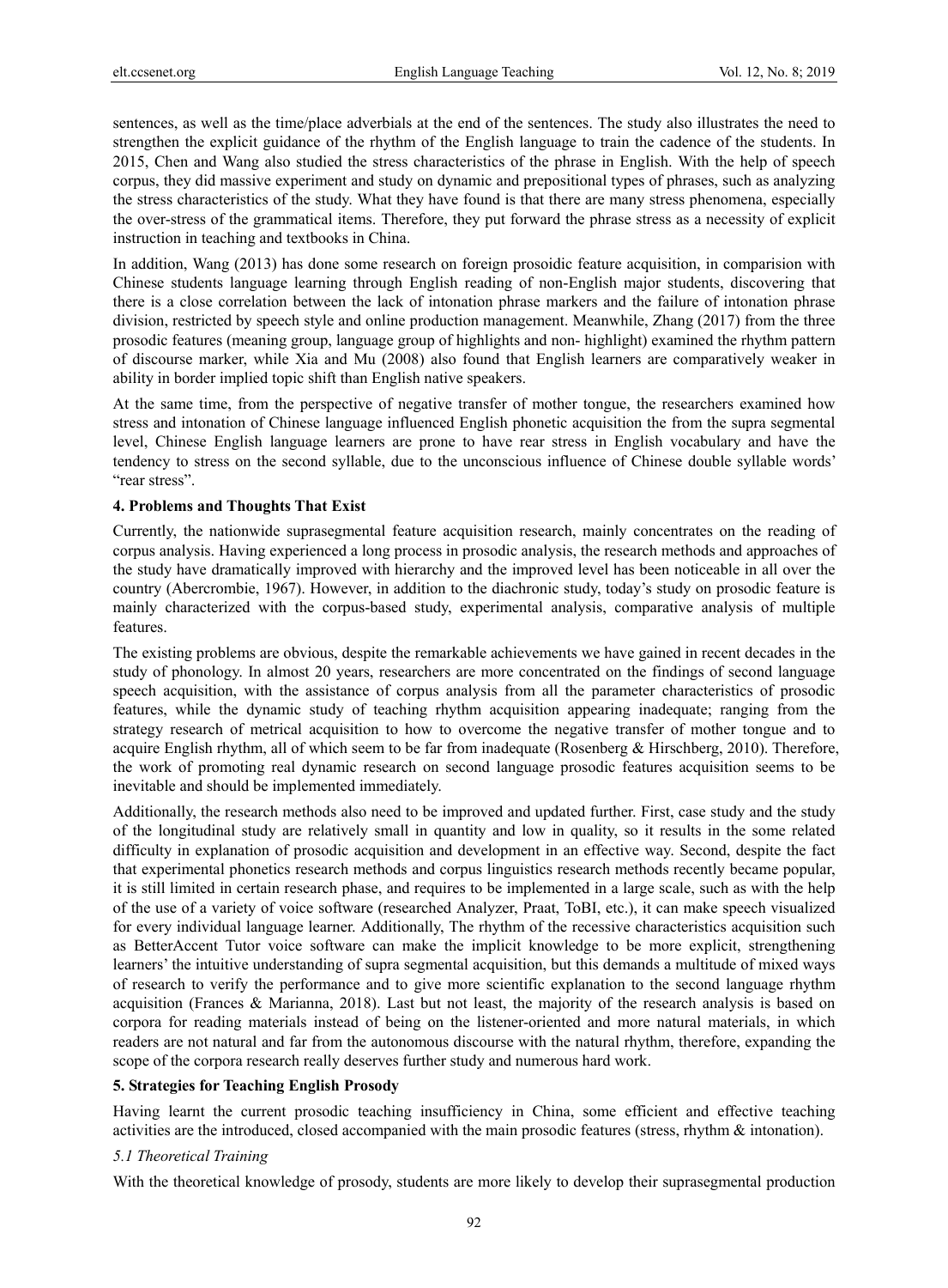sentences, as well as the time/place adverbials at the end of the sentences. The study also illustrates the need to strengthen the explicit guidance of the rhythm of the English language to train the cadence of the students. In 2015, Chen and Wang also studied the stress characteristics of the phrase in English. With the help of speech corpus, they did massive experiment and study on dynamic and prepositional types of phrases, such as analyzing the stress characteristics of the study. What they have found is that there are many stress phenomena, especially the over-stress of the grammatical items. Therefore, they put forward the phrase stress as a necessity of explicit instruction in teaching and textbooks in China.

In addition, Wang (2013) has done some research on foreign prosoidic feature acquisition, in comparision with Chinese students language learning through English reading of non-English major students, discovering that there is a close correlation between the lack of intonation phrase markers and the failure of intonation phrase division, restricted by speech style and online production management. Meanwhile, Zhang (2017) from the three prosodic features (meaning group, language group of highlights and non- highlight) examined the rhythm pattern of discourse marker, while Xia and Mu (2008) also found that English learners are comparatively weaker in ability in border implied topic shift than English native speakers.

At the same time, from the perspective of negative transfer of mother tongue, the researchers examined how stress and intonation of Chinese language influenced English phonetic acquisition the from the supra segmental level, Chinese English language learners are prone to have rear stress in English vocabulary and have the tendency to stress on the second syllable, due to the unconscious influence of Chinese double syllable words' "rear stress".

## 4. Problems and Thoughts That Exist

Currently, the nationwide suprasegmental feature acquisition research, mainly concentrates on the reading of corpus analysis. Having experienced a long process in prosodic analysis, the research methods and approaches of the study have dramatically improved with hierarchy and the improved level has been noticeable in all over the country (Abercrombie, 1967). However, in addition to the diachronic study, today's study on prosodic feature is mainly characterized with the corpus-based study, experimental analysis, comparative analysis of multiple features.

The existing problems are obvious, despite the remarkable achievements we have gained in recent decades in the study of phonology. In almost 20 years, researchers are more concentrated on the findings of second language speech acquisition, with the assistance of corpus analysis from all the parameter characteristics of prosodic features, while the dynamic study of teaching rhythm acquisition appearing inadequate; ranging from the strategy research of metrical acquisition to how to overcome the negative transfer of mother tongue and to acquire English rhythm, all of which seem to be far from inadequate (Rosenberg & Hirschberg, 2010). Therefore, the work of promoting real dynamic research on second language prosodic features acquisition seems to be inevitable and should be implemented immediately.

Additionally, the research methods also need to be improved and updated further. First, case study and the study of the longitudinal study are relatively small in quantity and low in quality, so it results in the some related difficulty in explanation of prosodic acquisition and development in an effective way. Second, despite the fact that experimental phonetics research methods and corpus linguistics research methods recently became popular, it is still limited in certain research phase, and requires to be implemented in a large scale, such as with the help of the use of a variety of voice software (researched Analyzer, Praat, ToBI, etc.), it can make speech visualized for every individual language learner. Additionally, The rhythm of the recessive characteristics acquisition such as BetterAccent Tutor voice software can make the implicit knowledge to be more explicit, strengthening learners' the intuitive understanding of supra segmental acquisition, but this demands a multitude of mixed ways of research to verify the performance and to give more scientific explanation to the second language rhythm acquisition (Frances & Marianna, 2018). Last but not least, the majority of the research analysis is based on corpora for reading materials instead of being on the listener-oriented and more natural materials, in which readers are not natural and far from the autonomous discourse with the natural rhythm, therefore, expanding the scope of the corpora research really deserves further study and numerous hard work.

## 5. Strategies for Teaching English Prosody

Having learnt the current prosodic teaching insufficiency in China, some efficient and effective teaching activities are the introduced, closed accompanied with the main prosodic features (stress, rhythm & intonation).

### *5.1 Theoretical Training*

With the theoretical knowledge of prosody, students are more likely to develop their suprasegmental production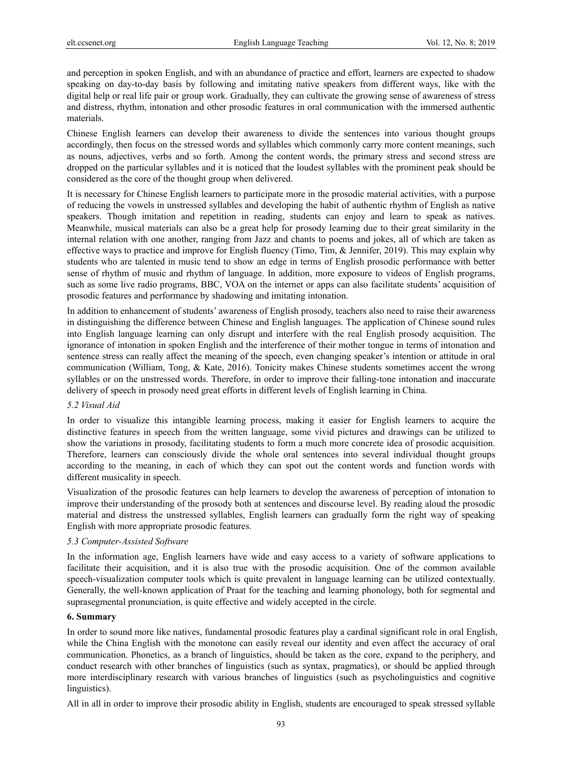and perception in spoken English, and with an abundance of practice and effort, learners are expected to shadow speaking on day-to-day basis by following and imitating native speakers from different ways, like with the digital help or real life pair or group work. Gradually, they can cultivate the growing sense of awareness of stress and distress, rhythm, intonation and other prosodic features in oral communication with the immersed authentic materials.

Chinese English learners can develop their awareness to divide the sentences into various thought groups accordingly, then focus on the stressed words and syllables which commonly carry more content meanings, such as nouns, adjectives, verbs and so forth. Among the content words, the primary stress and second stress are dropped on the particular syllables and it is noticed that the loudest syllables with the prominent peak should be considered as the core of the thought group when delivered.

It is necessary for Chinese English learners to participate more in the prosodic material activities, with a purpose of reducing the vowels in unstressed syllables and developing the habit of authentic rhythm of English as native speakers. Though imitation and repetition in reading, students can enjoy and learn to speak as natives. Meanwhile, musical materials can also be a great help for prosody learning due to their great similarity in the internal relation with one another, ranging from Jazz and chants to poems and jokes, all of which are taken as effective ways to practice and improve for English fluency (Timo, Tim, & Jennifer, 2019). This may explain why students who are talented in music tend to show an edge in terms of English prosodic performance with better sense of rhythm of music and rhythm of language. In addition, more exposure to videos of English programs, such as some live radio programs, BBC, VOA on the internet or apps can also facilitate students' acquisition of prosodic features and performance by shadowing and imitating intonation.

In addition to enhancement of students' awareness of English prosody, teachers also need to raise their awareness in distinguishing the difference between Chinese and English languages. The application of Chinese sound rules into English language learning can only disrupt and interfere with the real English prosody acquisition. The ignorance of intonation in spoken English and the interference of their mother tongue in terms of intonation and sentence stress can really affect the meaning of the speech, even changing speaker's intention or attitude in oral communication (William, Tong, & Kate, 2016). Tonicity makes Chinese students sometimes accent the wrong syllables or on the unstressed words. Therefore, in order to improve their falling-tone intonation and inaccurate delivery of speech in prosody need great efforts in different levels of English learning in China.

### *5.2 Visual Aid*

In order to visualize this intangible learning process, making it easier for English learners to acquire the distinctive features in speech from the written language, some vivid pictures and drawings can be utilized to show the variations in prosody, facilitating students to form a much more concrete idea of prosodic acquisition. Therefore, learners can consciously divide the whole oral sentences into several individual thought groups according to the meaning, in each of which they can spot out the content words and function words with different musicality in speech.

Visualization of the prosodic features can help learners to develop the awareness of perception of intonation to improve their understanding of the prosody both at sentences and discourse level. By reading aloud the prosodic material and distress the unstressed syllables, English learners can gradually form the right way of speaking English with more appropriate prosodic features.

### *5.3 Computer-Assisted Software*

In the information age, English learners have wide and easy access to a variety of software applications to facilitate their acquisition, and it is also true with the prosodic acquisition. One of the common available speech-visualization computer tools which is quite prevalent in language learning can be utilized contextually. Generally, the well-known application of Praat for the teaching and learning phonology, both for segmental and suprasegmental pronunciation, is quite effective and widely accepted in the circle.

## **6. Summary**

In order to sound more like natives, fundamental prosodic features play a cardinal significant role in oral English, while the China English with the monotone can easily reveal our identity and even affect the accuracy of oral communication. Phonetics, as a branch of linguistics, should be taken as the core, expand to the periphery, and conduct research with other branches of linguistics (such as syntax, pragmatics), or should be applied through more interdisciplinary research with various branches of linguistics (such as psycholinguistics and cognitive linguistics).

All in all in order to improve their prosodic ability in English, students are encouraged to speak stressed syllable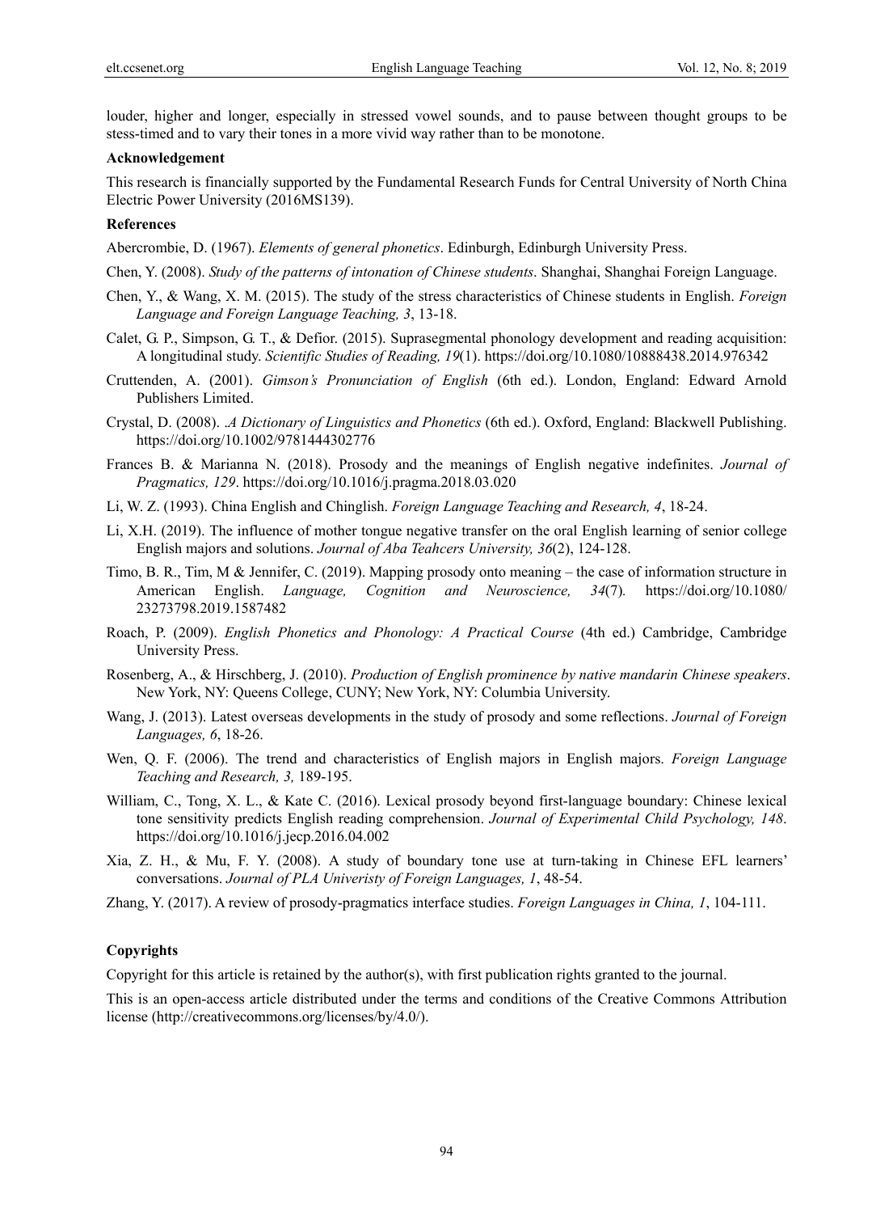louder, higher and longer, especially in stressed vowel sounds, and to pause between thought groups to be stess-timed and to vary their tones in a more vivid way rather than to be monotone.

**Acknowledgement**

This research is financially supported by the Fundamental Research Funds for Central University of North China Electric Power University (2016MS139).

**References**

Abercrombie, D. (1967). *Elements of general phonetics*. Edinburgh, Edinburgh University Press.

Chen, Y. (2008). *Study of the patterns of intonation of Chinese students*. Shanghai, Shanghai Foreign Language.

Chen, Y., & Wang, X. M. (2015). The study of the stress characteristics of Chinese students in English. *Foreign Language and Foreign Language Teaching, 3*, 13-18.

Calet, G. P., Simpson, G. T., & Defior. (2015). Suprasegmental phonology development and reading acquisition: A longitudinal study. *Scientific Studies of Reading, 19*(1). https://doi.org/10.1080/10888438.2014.976342

Cruttenden, A. (2001). *Gimson's Pronunciation of English* (6th ed.). London, England: Edward Arnold Publishers Limited.

Crystal, D. (2008). *.A Dictionary of Linguistics and Phonetics* (6th ed.). Oxford, England: Blackwell Publishing. https://doi.org/10.1002/9781444302776

Frances B. & Marianna N. (2018). Prosody and the meanings of English negative indefinites. *Journal of Pragmatics, 129*. https://doi.org/10.1016/j.pragma.2018.03.020

Li, W. Z. (1993). China English and Chinglish. *Foreign Language Teaching and Research, 4*, 18-24.

Li, X.H. (2019). The influence of mother tongue negative transfer on the oral English learning of senior college English majors and solutions. *Journal of Aba Teahcers University, 36*(2), 124-128.

Timo, B. R., Tim, M & Jennifer, C. (2019). Mapping prosody onto meaning – the case of information structure in American English. *Language, Cognition and Neuroscience, 34*(7). https://doi.org/10.1080/23273798.2019.1587482

Roach, P. (2009). *English Phonetics and Phonology: A Practical Course* (4th ed.) Cambridge, Cambridge University Press.

Rosenberg, A., & Hirschberg, J. (2010). *Production of English prominence by native mandarin Chinese speakers*. New York, NY: Queens College, CUNY; New York, NY: Columbia University.

Wang, J. (2013). Latest overseas developments in the study of prosody and some reflections. *Journal of Foreign Languages, 6*, 18-26.

Wen, Q. F. (2006). The trend and characteristics of English majors in English majors. *Foreign Language Teaching and Research, 3,* 189-195.

William, C., Tong, X. L., & Kate C. (2016). Lexical prosody beyond first-language boundary: Chinese lexical tone sensitivity predicts English reading comprehension. *Journal of Experimental Child Psychology, 148*. https://doi.org/10.1016/j.jecp.2016.04.002

Xia, Z. H., & Mu, F. Y. (2008). A study of boundary tone use at turn-taking in Chinese EFL learners' conversations. *Journal of PLA Univeristy of Foreign Languages, 1*, 48-54.

Zhang, Y. (2017). A review of prosody-pragmatics interface studies. *Foreign Languages in China, 1*, 104-111.

**Copyrights**

Copyright for this article is retained by the author(s), with first publication rights granted to the journal.

This is an open-access article distributed under the terms and conditions of the Creative Commons Attribution license (http://creativecommons.org/licenses/by/4.0/).